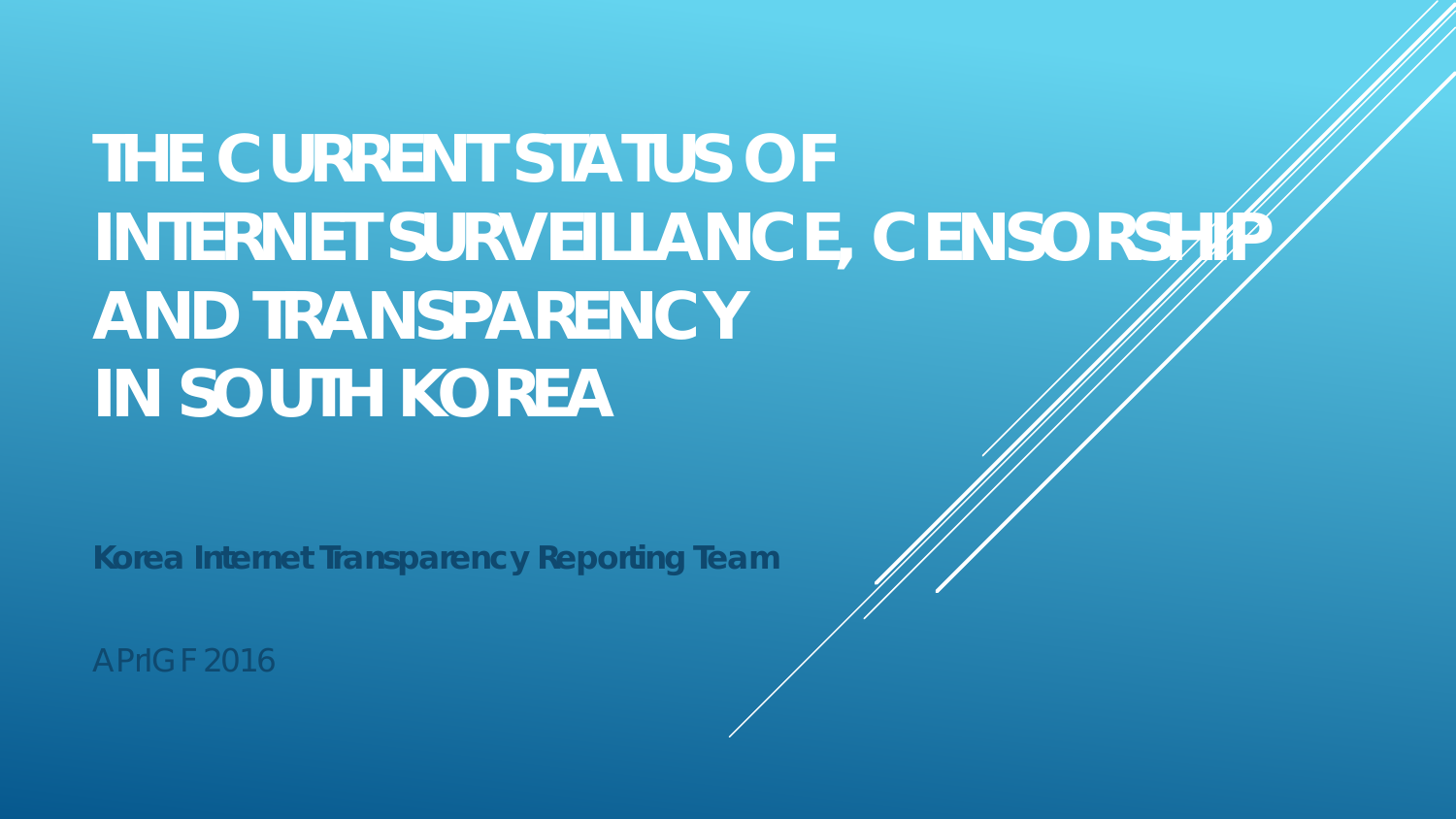# THE CURRENT STATUS OF INTERNET SURVEILLANCE, CENSORSHIP AND TRANSPARENCY IN SOUTH KOREA

**Korea Internet Transparency Reporting Team**

APrIGF 2016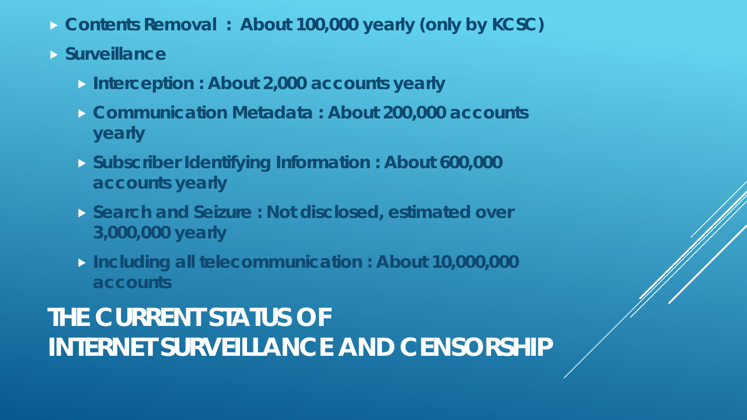- Contents Removal : About 100,000 yearly (only by KCSC)
- Surveillance
  - Interception : About 2,000 accounts yearly
  - Communication Metadata : About 200,000 accounts yearly
  - Subscriber Identifying Information : About 600,000 accounts yearly
  - Search and Seizure : Not disclosed, estimated over 3,000,000 yearly
  - Including all telecommunication : About 10,000,000 accounts

# THE CURRENT STATUS OF INTERNET SURVEILLANCE AND CENSORSHIP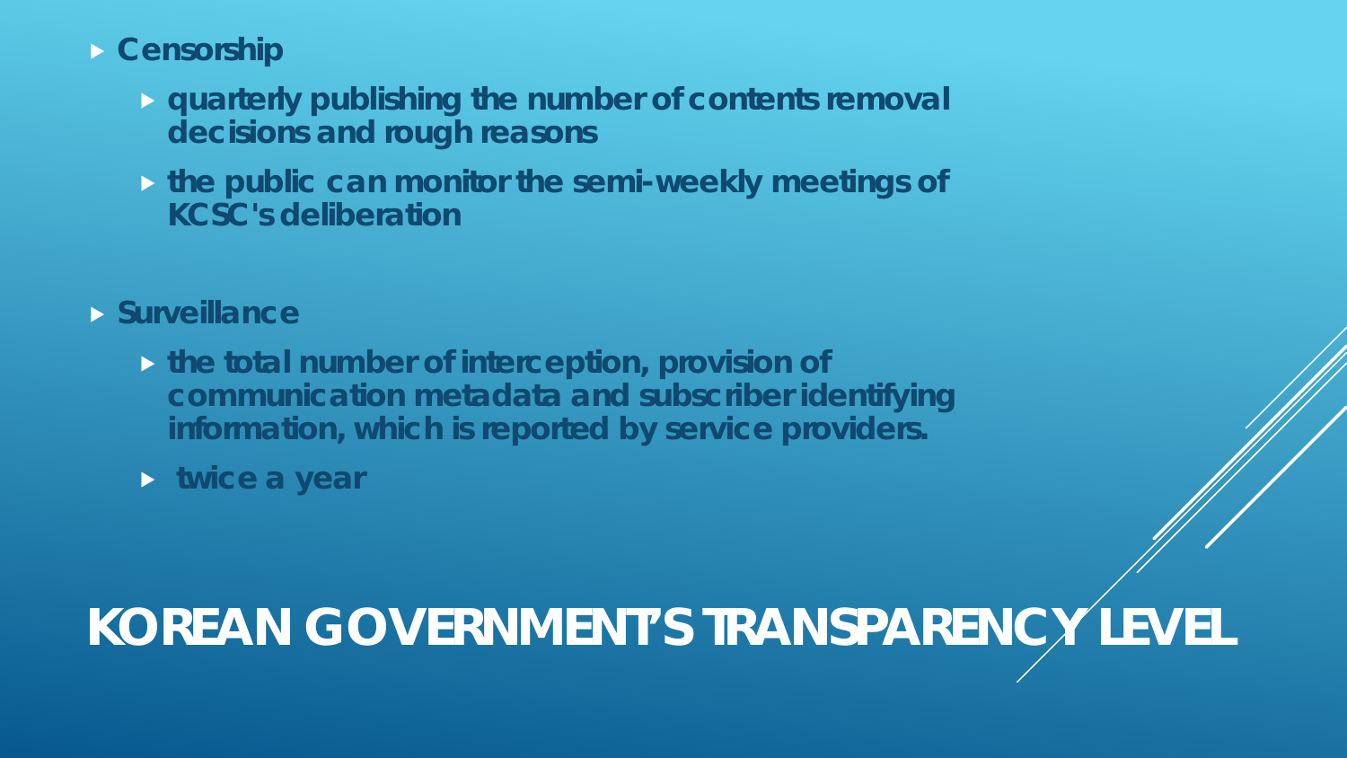- **Censorship**
  - **quarterly publishing the number of contents removal decisions and rough reasons**
  - **the public can monitor the semi-weekly meetings of KCSC's deliberation**

- **Surveillance**
  - **the total number of interception, provision of communication metadata and subscriber identifying information, which is reported by service providers.**
  - **twice a year**

# KOREAN GOVERNMENT'S TRANSPARENCY LEVEL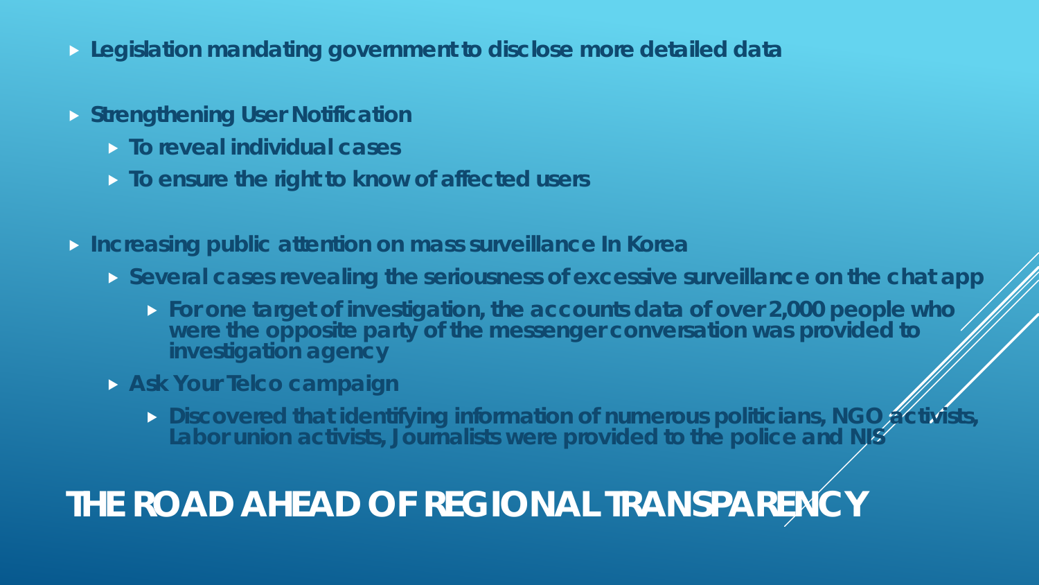- Legislation mandating government to disclose more detailed data

- Strengthening User Notification
  - To reveal individual cases
  - To ensure the right to know of affected users

- Increasing public attention on mass surveillance In Korea
  - Several cases revealing the seriousness of excessive surveillance on the chat app
    - For one target of investigation, the accounts data of over 2,000 people who were the opposite party of the messenger conversation was provided to investigation agency
  - Ask Your Telco campaign
    - Discovered that identifying information of numerous politicians, NGO activists, Labor union activists, Journalists were provided to the police and NIS

# THE ROAD AHEAD OF REGIONAL TRANSPARENCY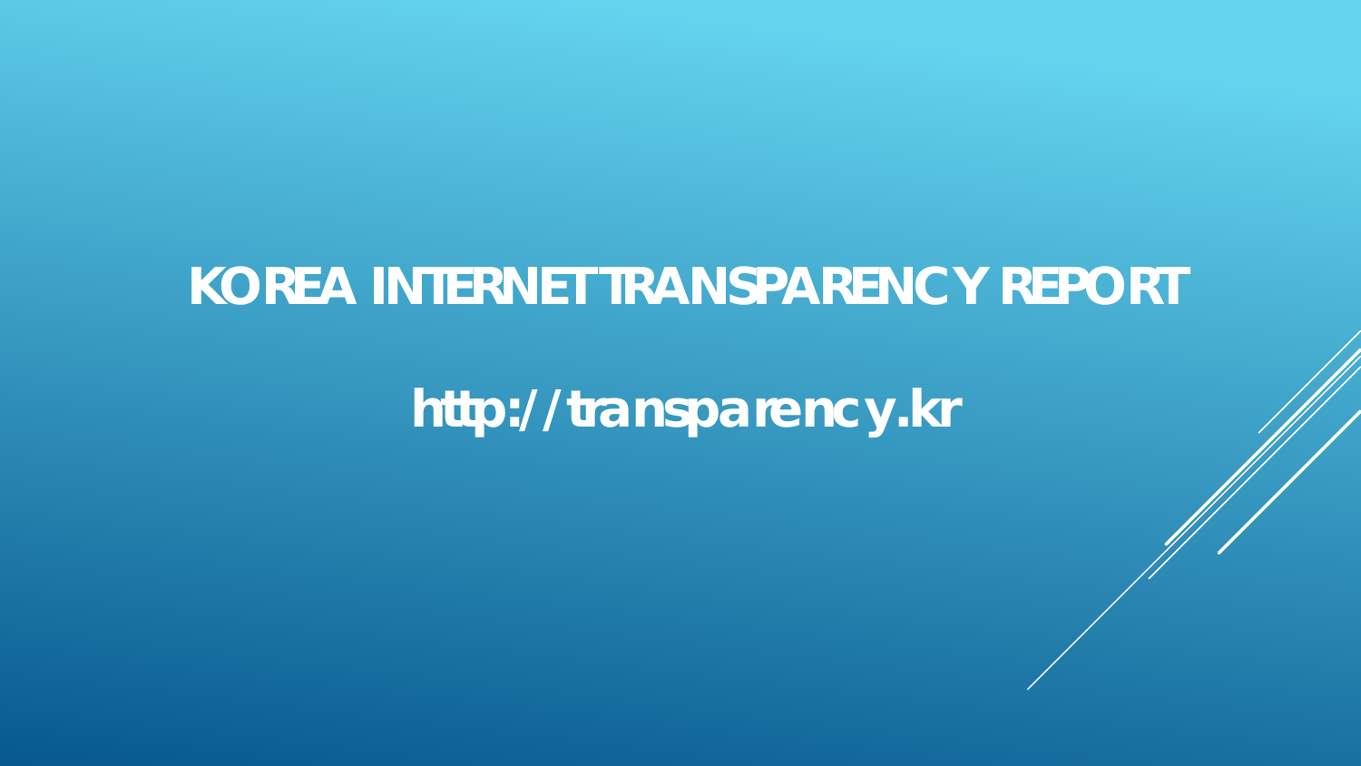# KOREA INTERNET TRANSPARENCY REPORT

**http://transparency.kr**